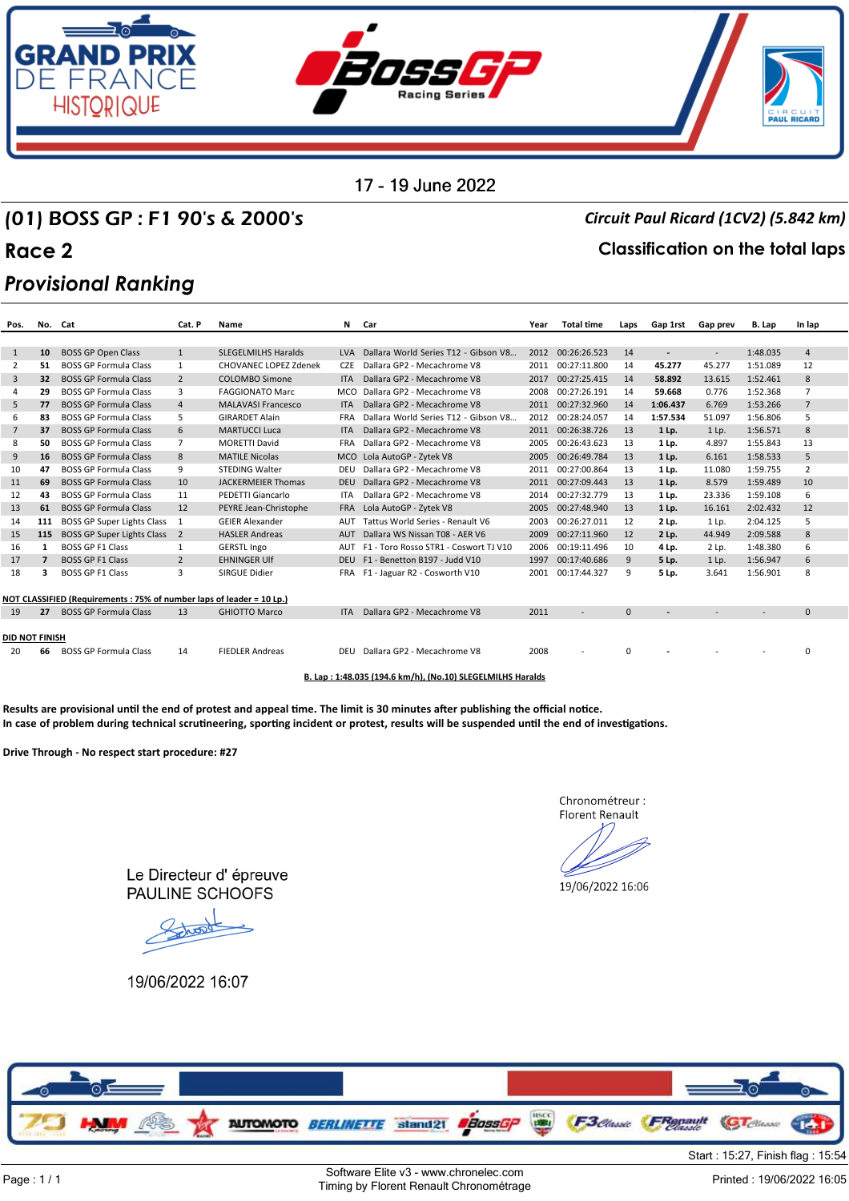17 - 19 June 2022

# (01) BOSS GP : F1 90's & 2000's

*Circuit Paul Ricard (1CV2) (5.842 km)*

## Race 2

**Classification on the total laps**

## *Provisional Ranking*

| Pos. | No. | Cat | Cat. P | Name | N | Car | Year | Total time | Laps | Gap 1rst | Gap prev | B. Lap | In lap |
|---|---|---|---|---|---|---|---|---|---|---|---|---|---|
| 1 | 10 | BOSS GP Open Class | 1 | SLEGELMILHS Haralds | LVA | Dallara World Series T12 - Gibson V8... | 2012 | 00:26:26.523 | 14 | - | - | 1:48.035 | 4 |
| 2 | 51 | BOSS GP Formula Class | 1 | CHOVANEC LOPEZ Zdenek | CZE | Dallara GP2 - Mecachrome V8 | 2011 | 00:27:11.800 | 14 | 45.277 | 45.277 | 1:51.089 | 12 |
| 3 | 32 | BOSS GP Formula Class | 2 | COLOMBO Simone | ITA | Dallara GP2 - Mecachrome V8 | 2017 | 00:27:25.415 | 14 | 58.892 | 13.615 | 1:52.461 | 8 |
| 4 | 29 | BOSS GP Formula Class | 3 | FAGGIONATO Marc | MCO | Dallara GP2 - Mecachrome V8 | 2008 | 00:27:26.191 | 14 | 59.668 | 0.776 | 1:52.368 | 7 |
| 5 | 77 | BOSS GP Formula Class | 4 | MALAVASI Francesco | ITA | Dallara GP2 - Mecachrome V8 | 2011 | 00:27:32.960 | 14 | 1:06.437 | 6.769 | 1:53.266 | 7 |
| 6 | 83 | BOSS GP Formula Class | 5 | GIRARDET Alain | FRA | Dallara World Series T12 - Gibson V8... | 2012 | 00:28:24.057 | 14 | 1:57.534 | 51.097 | 1:56.806 | 5 |
| 7 | 37 | BOSS GP Formula Class | 6 | MARTUCCI Luca | ITA | Dallara GP2 - Mecachrome V8 | 2011 | 00:26:38.726 | 13 | 1 Lp. | 1 Lp. | 1:56.571 | 8 |
| 8 | 50 | BOSS GP Formula Class | 7 | MORETTI David | FRA | Dallara GP2 - Mecachrome V8 | 2005 | 00:26:43.623 | 13 | 1 Lp. | 4.897 | 1:55.843 | 13 |
| 9 | 16 | BOSS GP Formula Class | 8 | MATILE Nicolas | MCO | Lola AutoGP - Zytek V8 | 2005 | 00:26:49.784 | 13 | 1 Lp. | 6.161 | 1:58.533 | 5 |
| 10 | 47 | BOSS GP Formula Class | 9 | STEDING Walter | DEU | Dallara GP2 - Mecachrome V8 | 2011 | 00:27:00.864 | 13 | 1 Lp. | 11.080 | 1:59.755 | 2 |
| 11 | 69 | BOSS GP Formula Class | 10 | JACKERMEIER Thomas | DEU | Dallara GP2 - Mecachrome V8 | 2011 | 00:27:09.443 | 13 | 1 Lp. | 8.579 | 1:59.489 | 10 |
| 12 | 43 | BOSS GP Formula Class | 11 | PEDETTI Giancarlo | ITA | Dallara GP2 - Mecachrome V8 | 2014 | 00:27:32.779 | 13 | 1 Lp. | 23.336 | 1:59.108 | 6 |
| 13 | 61 | BOSS GP Formula Class | 12 | PEYRE Jean-Christophe | FRA | Lola AutoGP - Zytek V8 | 2005 | 00:27:48.940 | 13 | 1 Lp. | 16.161 | 2:02.432 | 12 |
| 14 | 111 | BOSS GP Super Lights Class | 1 | GEIER Alexander | AUT | Tattus World Series - Renault V6 | 2003 | 00:26:27.011 | 12 | 2 Lp. | 1 Lp. | 2:04.125 | 5 |
| 15 | 115 | BOSS GP Super Lights Class | 2 | HASLER Andreas | AUT | Dallara WS Nissan T08 - AER V6 | 2009 | 00:27:11.960 | 12 | 2 Lp. | 44.949 | 2:09.588 | 8 |
| 16 | 1 | BOSS GP F1 Class | 1 | GERSTL Ingo | AUT | F1 - Toro Rosso STR1 - Coswort TJ V10 | 2006 | 00:19:11.496 | 10 | 4 Lp. | 2 Lp. | 1:48.380 | 6 |
| 17 | 7 | BOSS GP F1 Class | 2 | EHNINGER Ulf | DEU | F1 - Benetton B197 - Judd V10 | 1997 | 00:17:40.686 | 9 | 5 Lp. | 1 Lp. | 1:56.947 | 6 |
| 18 | 3 | BOSS GP F1 Class | 3 | SIRGUE Didier | FRA | F1 - Jaguar R2 - Cosworth V10 | 2001 | 00:17:44.327 | 9 | 5 Lp. | 3.641 | 1:56.901 | 8 |
| **NOT CLASSIFIED (Requirements : 75% of number laps of leader = 10 Lp.)** | | | | | | | | | | | | | |
| 19 | 27 | BOSS GP Formula Class | 13 | GHIOTTO Marco | ITA | Dallara GP2 - Mecachrome V8 | 2011 | - | 0 | - | - | - | 0 |
| **DID NOT FINISH** | | | | | | | | | | | | | |
| 20 | 66 | BOSS GP Formula Class | 14 | FIEDLER Andreas | DEU | Dallara GP2 - Mecachrome V8 | 2008 | - | 0 | - | - | - | 0 |

**B. Lap : 1:48.035 (194.6 km/h), (No.10) SLEGELMILHS Haralds**

**Results are provisional until the end of protest and appeal time. The limit is 30 minutes after publishing the official notice.**
**In case of problem during technical scrutineering, sporting incident or protest, results will be suspended until the end of investigations.**

**Drive Through - No respect start procedure: #27**

Le Directeur d' épreuve
PAULINE SCHOOFS

19/06/2022 16:07

Chronométreur :
Florent Renault

19/06/2022 16:06

Start : 15:27, Finish flag : 15:54

Software Elite v3 - www.chronelec.com
Timing by Florent Renault Chronométrage

Printed : 19/06/2022 16:05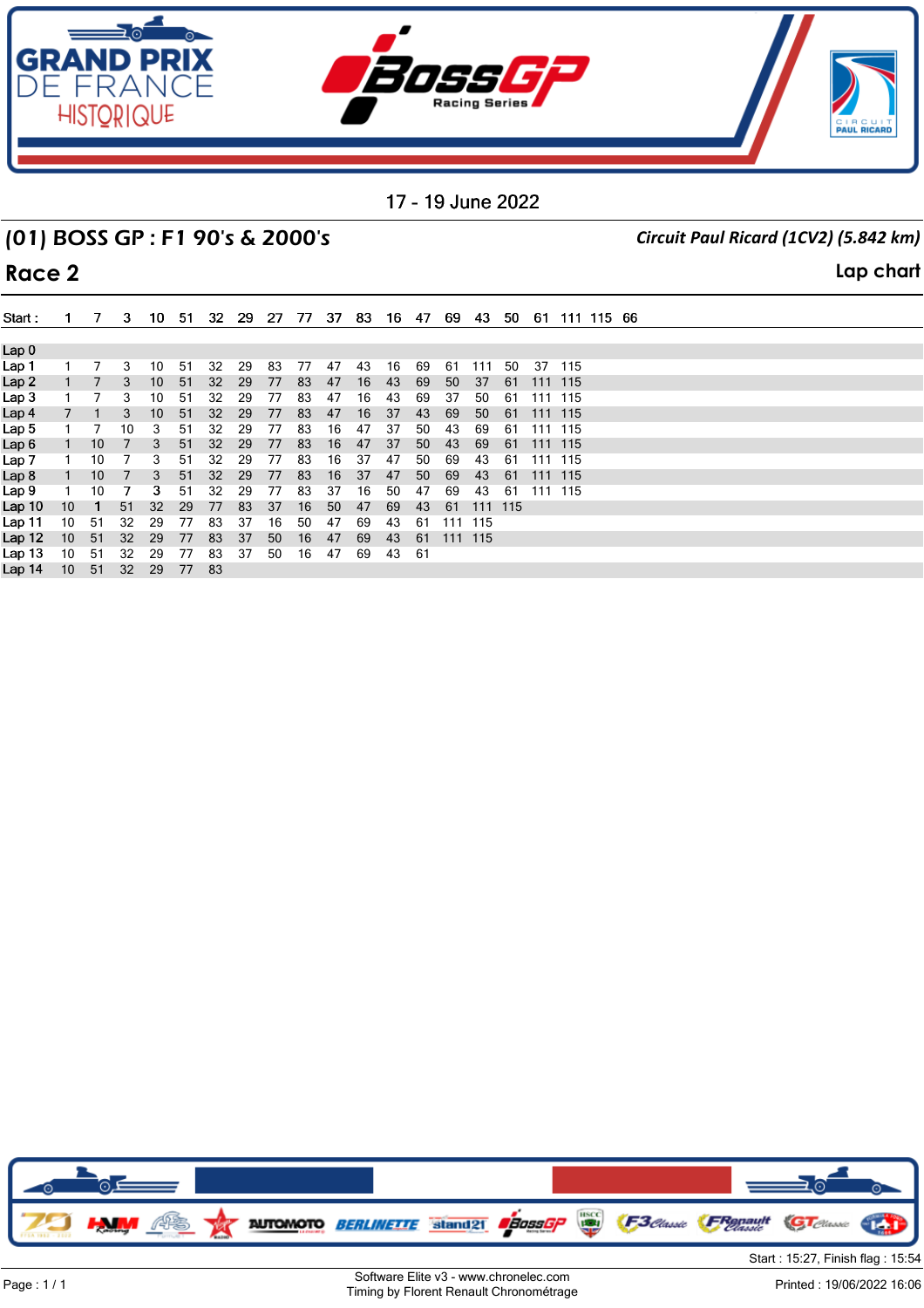17 - 19 June 2022

## (01) BOSS GP : F1 90's & 2000's

*Circuit Paul Ricard (1CV2) (5.842 km)*

## Race 2

Lap chart

| Start : | 1 | 7 | 3 | 10 | 51 | 32 | 29 | 27 | 77 | 37 | 83 | 16 | 47 | 69 | 43 | 50 | 61 | 111 | 115 | 66 |
|---|---|---|---|---|---|---|---|---|---|---|---|---|---|---|---|---|---|---|---|---|
| Lap 0 | | | | | | | | | | | | | | | | | | | | |
| Lap 1 | 1 | 7 | 3 | 10 | 51 | 32 | 29 | 83 | 77 | 47 | 43 | 16 | 69 | 61 | 111 | 50 | 37 | 115 | | |
| Lap 2 | 1 | 7 | 3 | 10 | 51 | 32 | 29 | 77 | 83 | 47 | 16 | 43 | 69 | 50 | 37 | 61 | 111 | 115 | | |
| Lap 3 | 1 | 7 | 3 | 10 | 51 | 32 | 29 | 77 | 83 | 47 | 16 | 43 | 69 | 37 | 50 | 61 | 111 | 115 | | |
| Lap 4 | 7 | 1 | 3 | 10 | 51 | 32 | 29 | 77 | 83 | 47 | 16 | 37 | 43 | 69 | 50 | 61 | 111 | 115 | | |
| Lap 5 | 1 | 7 | 10 | 3 | 51 | 32 | 29 | 77 | 83 | 16 | 47 | 37 | 50 | 43 | 69 | 61 | 111 | 115 | | |
| Lap 6 | 1 | 10 | 7 | 3 | 51 | 32 | 29 | 77 | 83 | 16 | 47 | 37 | 50 | 43 | 69 | 61 | 111 | 115 | | |
| Lap 7 | 1 | 10 | 7 | 3 | 51 | 32 | 29 | 77 | 83 | 16 | 37 | 47 | 50 | 69 | 43 | 61 | 111 | 115 | | |
| Lap 8 | 1 | 10 | 7 | 3 | 51 | 32 | 29 | 77 | 83 | 16 | 37 | 47 | 50 | 69 | 43 | 61 | 111 | 115 | | |
| Lap 9 | 1 | 10 | 7 | 3 | 51 | 32 | 29 | 77 | 83 | 37 | 16 | 50 | 47 | 69 | 43 | 61 | 111 | 115 | | |
| Lap 10 | 10 | 1 | 51 | 32 | 29 | 77 | 83 | 37 | 16 | 50 | 47 | 69 | 43 | 61 | 111 | 115 | | | | |
| Lap 11 | 10 | 51 | 32 | 29 | 77 | 83 | 37 | 16 | 50 | 47 | 69 | 43 | 61 | 111 | 115 | | | | | |
| Lap 12 | 10 | 51 | 32 | 29 | 77 | 83 | 37 | 50 | 16 | 47 | 69 | 43 | 61 | 111 | 115 | | | | | |
| Lap 13 | 10 | 51 | 32 | 29 | 77 | 83 | 37 | 50 | 16 | 47 | 69 | 43 | 61 | | | | | | | |
| Lap 14 | 10 | 51 | 32 | 29 | 77 | 83 | | | | | | | | | | | | | | |

Start : 15:27, Finish flag : 15:54

Software Elite v3 - www.chronelec.com
Timing by Florent Renault Chronométrage

Printed : 19/06/2022 16:06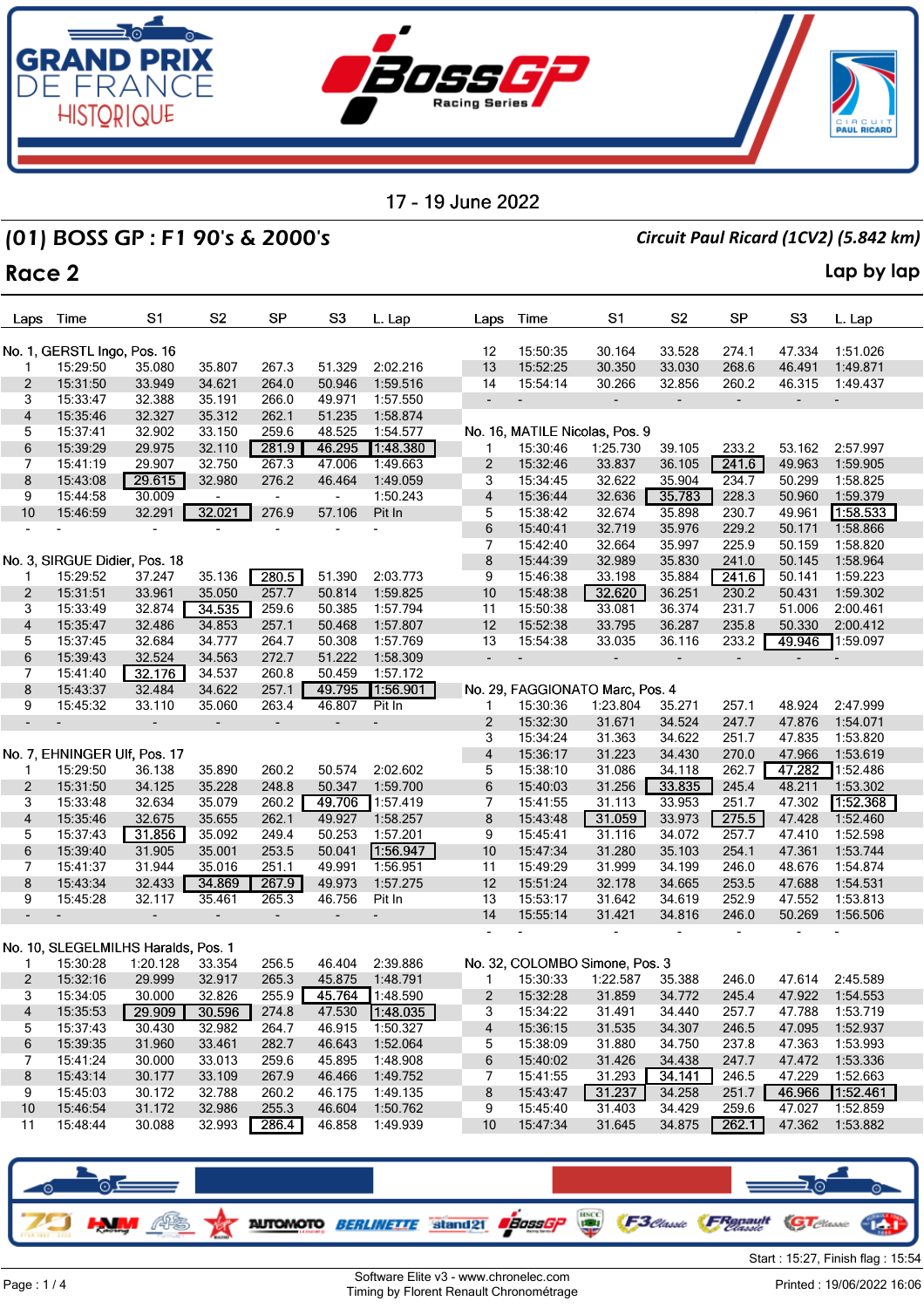17 - 19 June 2022

## (01) BOSS GP : F1 90's & 2000's

*Circuit Paul Ricard (1CV2) (5.842 km)*

## Race 2

**Lap by lap**

| Laps | Time | S1 | S2 | SP | S3 | L. Lap |
|---|---|---|---|---|---|---|
| **No. 1, GERSTL Ingo, Pos. 16** | | | | | | |
| 1 | 15:29:50 | 35.080 | 35.807 | 267.3 | 51.329 | 2:02.216 |
| 2 | 15:31:50 | 33.949 | 34.621 | 264.0 | 50.946 | 1:59.516 |
| 3 | 15:33:47 | 32.388 | 35.191 | 266.0 | 49.971 | 1:57.550 |
| 4 | 15:35:46 | 32.327 | 35.312 | 262.1 | 51.235 | 1:58.874 |
| 5 | 15:37:41 | 32.902 | 33.150 | 259.6 | 48.525 | 1:54.577 |
| 6 | 15:39:29 | 29.975 | 32.110 | 281.9 | 46.295 | 1:48.380 |
| 7 | 15:41:19 | 29.907 | 32.750 | 267.3 | 47.006 | 1:49.663 |
| 8 | 15:43:08 | 29.615 | 32.980 | 276.2 | 46.464 | 1:49.059 |
| 9 | 15:44:58 | 30.009 | - | - | - | 1:50.243 |
| 10 | 15:46:59 | 32.291 | 32.021 | 276.9 | 57.106 | Pit In |
| 11 | 15:48:44 | 30.088 | 32.993 | 286.4 | 46.858 | 1:49.939 |
| 12 | 15:50:35 | 30.164 | 33.528 | 274.1 | 47.334 | 1:51.026 |
| 13 | 15:52:25 | 30.350 | 33.030 | 268.6 | 46.491 | 1:49.871 |
| 14 | 15:54:14 | 30.266 | 32.856 | 260.2 | 46.315 | 1:49.437 |
| - | - | - | - | - | - | - |
| **No. 3, SIRGUE Didier, Pos. 18** | | | | | | |
| 1 | 15:29:52 | 37.247 | 35.136 | 280.5 | 51.390 | 2:03.773 |
| 2 | 15:31:51 | 33.961 | 35.050 | 257.7 | 50.814 | 1:59.825 |
| 3 | 15:33:49 | 32.874 | 34.535 | 259.6 | 50.385 | 1:57.794 |
| 4 | 15:35:47 | 32.486 | 34.853 | 257.1 | 50.468 | 1:57.807 |
| 5 | 15:37:45 | 32.684 | 34.777 | 264.7 | 50.308 | 1:57.769 |
| 6 | 15:39:43 | 32.524 | 34.563 | 272.7 | 51.222 | 1:58.309 |
| 7 | 15:41:40 | 32.176 | 34.537 | 260.8 | 50.459 | 1:57.172 |
| 8 | 15:43:37 | 32.484 | 34.622 | 257.1 | 49.795 | 1:56.901 |
| 9 | 15:45:32 | 33.110 | 35.060 | 263.4 | 46.807 | Pit In |
| - | - | - | - | - | - | - |
| **No. 7, EHNINGER Ulf, Pos. 17** | | | | | | |
| 1 | 15:29:50 | 36.138 | 35.890 | 260.2 | 50.574 | 2:02.602 |
| 2 | 15:31:50 | 34.125 | 35.228 | 248.8 | 50.347 | 1:59.700 |
| 3 | 15:33:48 | 32.634 | 35.079 | 260.2 | 49.706 | 1:57.419 |
| 4 | 15:35:46 | 32.675 | 35.655 | 262.1 | 49.927 | 1:58.257 |
| 5 | 15:37:43 | 31.856 | 35.092 | 249.4 | 50.253 | 1:57.201 |
| 6 | 15:39:40 | 31.905 | 35.001 | 253.5 | 50.041 | 1:56.947 |
| 7 | 15:41:37 | 31.944 | 35.016 | 251.1 | 49.991 | 1:56.951 |
| 8 | 15:43:34 | 32.433 | 34.869 | 267.9 | 49.973 | 1:57.275 |
| 9 | 15:45:28 | 32.117 | 35.461 | 265.3 | 46.756 | Pit In |
| - | - | - | - | - | - | - |
| **No. 10, SLEGELMILHS Haralds, Pos. 1** | | | | | | |
| 1 | 15:30:28 | 1:20.128 | 33.354 | 256.5 | 46.404 | 2:39.886 |
| 2 | 15:32:16 | 29.999 | 32.917 | 265.3 | 45.875 | 1:48.791 |
| 3 | 15:34:05 | 30.000 | 32.826 | 255.9 | 45.764 | 1:48.590 |
| 4 | 15:35:53 | 29.909 | 30.596 | 274.8 | 47.530 | 1:48.035 |
| 5 | 15:37:43 | 30.430 | 32.982 | 264.7 | 46.915 | 1:50.327 |
| 6 | 15:39:35 | 31.960 | 33.461 | 282.7 | 46.643 | 1:52.064 |
| 7 | 15:41:24 | 30.000 | 33.013 | 259.6 | 45.895 | 1:48.908 |
| 8 | 15:43:14 | 30.177 | 33.109 | 267.9 | 46.466 | 1:49.752 |
| 9 | 15:45:03 | 30.172 | 32.788 | 260.2 | 46.175 | 1:49.135 |
| 10 | 15:46:54 | 31.172 | 32.986 | 255.3 | 46.604 | 1:50.762 |
| **No. 16, MATILE Nicolas, Pos. 9** | | | | | | |
| 1 | 15:30:46 | 1:25.730 | 39.105 | 233.2 | 53.162 | 2:57.997 |
| 2 | 15:32:46 | 33.837 | 36.105 | 241.6 | 49.963 | 1:59.905 |
| 3 | 15:34:45 | 32.622 | 35.904 | 234.7 | 50.299 | 1:58.825 |
| 4 | 15:36:44 | 32.636 | 35.783 | 228.3 | 50.960 | 1:59.379 |
| 5 | 15:38:42 | 32.674 | 35.898 | 230.7 | 49.961 | 1:58.533 |
| 6 | 15:40:41 | 32.719 | 35.976 | 229.2 | 50.171 | 1:58.866 |
| 7 | 15:42:40 | 32.664 | 35.997 | 225.9 | 50.159 | 1:58.820 |
| 8 | 15:44:39 | 32.989 | 35.830 | 241.0 | 50.145 | 1:58.964 |
| 9 | 15:46:38 | 33.198 | 35.884 | 241.6 | 50.141 | 1:59.223 |
| 10 | 15:48:38 | 32.620 | 36.251 | 230.2 | 50.431 | 1:59.302 |
| 11 | 15:50:38 | 33.081 | 36.374 | 231.7 | 51.006 | 2:00.461 |
| 12 | 15:52:38 | 33.795 | 36.287 | 235.8 | 50.330 | 2:00.412 |
| 13 | 15:54:38 | 33.035 | 36.116 | 233.2 | 49.946 | 1:59.097 |
| - | - | - | - | - | - | - |
| **No. 29, FAGGIONATO Marc, Pos. 4** | | | | | | |
| 1 | 15:30:36 | 1:23.804 | 35.271 | 257.1 | 48.924 | 2:47.999 |
| 2 | 15:32:30 | 31.671 | 34.524 | 247.7 | 47.876 | 1:54.071 |
| 3 | 15:34:24 | 31.363 | 34.622 | 251.7 | 47.835 | 1:53.820 |
| 4 | 15:36:17 | 31.223 | 34.430 | 270.0 | 47.966 | 1:53.619 |
| 5 | 15:38:10 | 31.086 | 34.118 | 262.7 | 47.282 | 1:52.486 |
| 6 | 15:40:03 | 31.256 | 33.835 | 245.4 | 48.211 | 1:53.302 |
| 7 | 15:41:55 | 31.113 | 33.953 | 251.7 | 47.302 | 1:52.368 |
| 8 | 15:43:48 | 31.059 | 33.973 | 275.5 | 47.428 | 1:52.460 |
| 9 | 15:45:41 | 31.116 | 34.072 | 257.7 | 47.410 | 1:52.598 |
| 10 | 15:47:34 | 31.280 | 35.103 | 254.1 | 47.361 | 1:53.744 |
| 11 | 15:49:29 | 31.999 | 34.199 | 246.0 | 48.676 | 1:54.874 |
| 12 | 15:51:24 | 32.178 | 34.665 | 253.5 | 47.688 | 1:54.531 |
| 13 | 15:53:17 | 31.642 | 34.619 | 252.9 | 47.552 | 1:53.813 |
| 14 | 15:55:14 | 31.421 | 34.816 | 246.0 | 50.269 | 1:56.506 |
| - | - | - | - | - | - | - |
| **No. 32, COLOMBO Simone, Pos. 3** | | | | | | |
| 1 | 15:30:33 | 1:22.587 | 35.388 | 246.0 | 47.614 | 2:45.589 |
| 2 | 15:32:28 | 31.859 | 34.772 | 245.4 | 47.922 | 1:54.553 |
| 3 | 15:34:22 | 31.491 | 34.440 | 257.7 | 47.788 | 1:53.719 |
| 4 | 15:36:15 | 31.535 | 34.307 | 246.5 | 47.095 | 1:52.937 |
| 5 | 15:38:09 | 31.880 | 34.750 | 237.8 | 47.363 | 1:53.993 |
| 6 | 15:40:02 | 31.426 | 34.438 | 247.7 | 47.472 | 1:53.336 |
| 7 | 15:41:55 | 31.293 | 34.141 | 246.5 | 47.229 | 1:52.663 |
| 8 | 15:43:47 | 31.237 | 34.258 | 251.7 | 46.966 | 1:52.461 |
| 9 | 15:45:40 | 31.403 | 34.429 | 259.6 | 47.027 | 1:52.859 |
| 10 | 15:47:34 | 31.645 | 34.875 | 262.1 | 47.362 | 1:53.882 |

Start : 15:27, Finish flag : 15:54

Software Elite v3 - www.chronelec.com
Timing by Florent Renault Chronométrage

Printed : 19/06/2022 16:06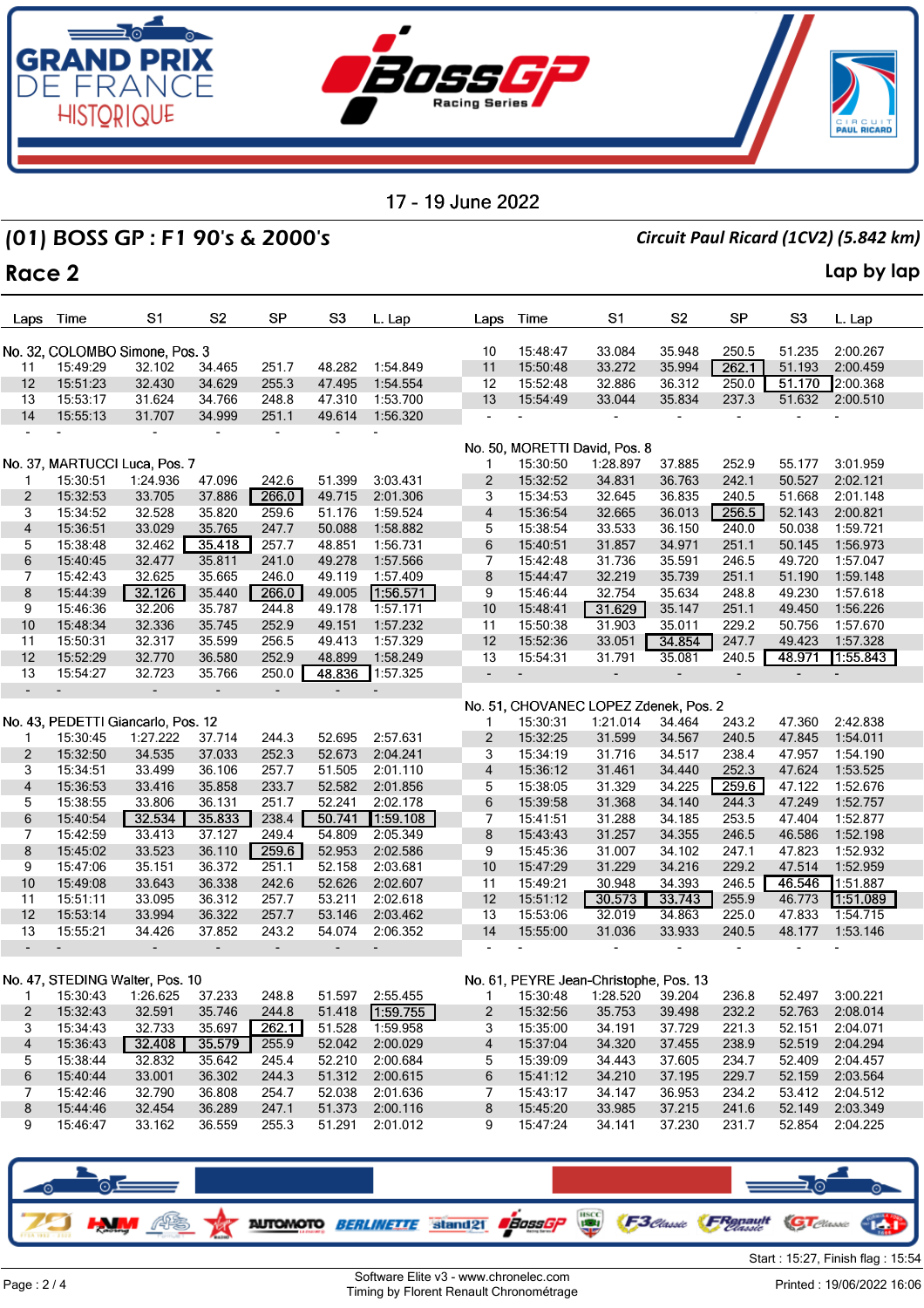17 - 19 June 2022

## (01) BOSS GP : F1 90's & 2000's

*Circuit Paul Ricard (1CV2) (5.842 km)*

## Race 2

**Lap by lap**

| Laps | Time | S1 | S2 | SP | S3 | L. Lap |
|---|---|---|---|---|---|---|
| **No. 32, COLOMBO Simone, Pos. 3** | | | | | | |
| 11 | 15:49:29 | 32.102 | 34.465 | 251.7 | 48.282 | 1:54.849 |
| 12 | 15:51:23 | 32.430 | 34.629 | 255.3 | 47.495 | 1:54.554 |
| 13 | 15:53:17 | 31.624 | 34.766 | 248.8 | 47.310 | 1:53.700 |
| 14 | 15:55:13 | 31.707 | 34.999 | 251.1 | 49.614 | 1:56.320 |
| - | - | - | - | - | - | - |
| **No. 37, MARTUCCI Luca, Pos. 7** | | | | | | |
| 1 | 15:30:51 | 1:24.936 | 47.096 | 242.6 | 51.399 | 3:03.431 |
| 2 | 15:32:53 | 33.705 | 37.886 | 266.0 | 49.715 | 2:01.306 |
| 3 | 15:34:52 | 32.528 | 35.820 | 259.6 | 51.176 | 1:59.524 |
| 4 | 15:36:51 | 33.029 | 35.765 | 247.7 | 50.088 | 1:58.882 |
| 5 | 15:38:48 | 32.462 | 35.418 | 257.7 | 48.851 | 1:56.731 |
| 6 | 15:40:45 | 32.477 | 35.811 | 241.0 | 49.278 | 1:57.566 |
| 7 | 15:42:43 | 32.625 | 35.665 | 246.0 | 49.119 | 1:57.409 |
| 8 | 15:44:39 | 32.126 | 35.440 | 266.0 | 49.005 | 1:56.571 |
| 9 | 15:46:36 | 32.206 | 35.787 | 244.8 | 49.178 | 1:57.171 |
| 10 | 15:48:34 | 32.336 | 35.745 | 252.9 | 49.151 | 1:57.232 |
| 11 | 15:50:31 | 32.317 | 35.599 | 256.5 | 49.413 | 1:57.329 |
| 12 | 15:52:29 | 32.770 | 36.580 | 252.9 | 48.899 | 1:58.249 |
| 13 | 15:54:27 | 32.723 | 35.766 | 250.0 | 48.836 | 1:57.325 |
| - | - | - | - | - | - | - |
| **No. 43, PEDETTI Giancarlo, Pos. 12** | | | | | | |
| 1 | 15:30:45 | 1:27.222 | 37.714 | 244.3 | 52.695 | 2:57.631 |
| 2 | 15:32:50 | 34.535 | 37.033 | 252.3 | 52.673 | 2:04.241 |
| 3 | 15:34:51 | 33.499 | 36.106 | 257.7 | 51.505 | 2:01.110 |
| 4 | 15:36:53 | 33.416 | 35.858 | 233.7 | 52.582 | 2:01.856 |
| 5 | 15:38:55 | 33.806 | 36.131 | 251.7 | 52.241 | 2:02.178 |
| 6 | 15:40:54 | 32.534 | 35.833 | 238.4 | 50.741 | 1:59.108 |
| 7 | 15:42:59 | 33.413 | 37.127 | 249.4 | 54.809 | 2:05.349 |
| 8 | 15:45:02 | 33.523 | 36.110 | 259.6 | 52.953 | 2:02.586 |
| 9 | 15:47:06 | 35.151 | 36.372 | 251.1 | 52.158 | 2:03.681 |
| 10 | 15:49:08 | 33.643 | 36.338 | 242.6 | 52.626 | 2:02.607 |
| 11 | 15:51:11 | 33.095 | 36.312 | 257.7 | 53.211 | 2:02.618 |
| 12 | 15:53:14 | 33.994 | 36.322 | 257.7 | 53.146 | 2:03.462 |
| 13 | 15:55:21 | 34.426 | 37.852 | 243.2 | 54.074 | 2:06.352 |
| - | - | - | - | - | - | - |
| **No. 47, STEDING Walter, Pos. 10** | | | | | | |
| 1 | 15:30:43 | 1:26.625 | 37.233 | 248.8 | 51.597 | 2:55.455 |
| 2 | 15:32:43 | 32.591 | 35.746 | 244.8 | 51.418 | 1:59.755 |
| 3 | 15:34:43 | 32.733 | 35.697 | 262.1 | 51.528 | 1:59.958 |
| 4 | 15:36:43 | 32.408 | 35.579 | 255.9 | 52.042 | 2:00.029 |
| 5 | 15:38:44 | 32.832 | 35.642 | 245.4 | 52.210 | 2:00.684 |
| 6 | 15:40:44 | 33.001 | 36.302 | 244.3 | 51.312 | 2:00.615 |
| 7 | 15:42:46 | 32.790 | 36.808 | 254.7 | 52.038 | 2:01.636 |
| 8 | 15:44:46 | 32.454 | 36.289 | 247.1 | 51.373 | 2:00.116 |
| 9 | 15:46:47 | 33.162 | 36.559 | 255.3 | 51.291 | 2:01.012 |
| 10 | 15:48:47 | 33.084 | 35.948 | 250.5 | 51.235 | 2:00.267 |
| 11 | 15:50:48 | 33.272 | 35.994 | 262.1 | 51.193 | 2:00.459 |
| 12 | 15:52:48 | 32.886 | 36.312 | 250.0 | 51.170 | 2:00.368 |
| 13 | 15:54:49 | 33.044 | 35.834 | 237.3 | 51.632 | 2:00.510 |
| - | - | - | - | - | - | - |
| **No. 50, MORETTI David, Pos. 8** | | | | | | |
| 1 | 15:30:50 | 1:28.897 | 37.885 | 252.9 | 55.177 | 3:01.959 |
| 2 | 15:32:52 | 34.831 | 36.763 | 242.1 | 50.527 | 2:02.121 |
| 3 | 15:34:53 | 32.645 | 36.835 | 240.5 | 51.668 | 2:01.148 |
| 4 | 15:36:54 | 32.665 | 36.013 | 256.5 | 52.143 | 2:00.821 |
| 5 | 15:38:54 | 33.533 | 36.150 | 240.0 | 50.038 | 1:59.721 |
| 6 | 15:40:51 | 31.857 | 34.971 | 251.1 | 50.145 | 1:56.973 |
| 7 | 15:42:48 | 31.736 | 35.591 | 246.5 | 49.720 | 1:57.047 |
| 8 | 15:44:47 | 32.219 | 35.739 | 251.1 | 51.190 | 1:59.148 |
| 9 | 15:46:44 | 32.754 | 35.634 | 248.8 | 49.230 | 1:57.618 |
| 10 | 15:48:41 | 31.629 | 35.147 | 251.1 | 49.450 | 1:56.226 |
| 11 | 15:50:38 | 31.903 | 35.011 | 229.2 | 50.756 | 1:57.670 |
| 12 | 15:52:36 | 33.051 | 34.854 | 247.7 | 49.423 | 1:57.328 |
| 13 | 15:54:31 | 31.791 | 35.081 | 240.5 | 48.971 | 1:55.843 |
| - | - | - | - | - | - | - |
| **No. 51, CHOVANEC LOPEZ Zdenek, Pos. 2** | | | | | | |
| 1 | 15:30:31 | 1:21.014 | 34.464 | 243.2 | 47.360 | 2:42.838 |
| 2 | 15:32:25 | 31.599 | 34.567 | 240.5 | 47.845 | 1:54.011 |
| 3 | 15:34:19 | 31.716 | 34.517 | 238.4 | 47.957 | 1:54.190 |
| 4 | 15:36:12 | 31.461 | 34.440 | 252.3 | 47.624 | 1:53.525 |
| 5 | 15:38:05 | 31.329 | 34.225 | 259.6 | 47.122 | 1:52.676 |
| 6 | 15:39:58 | 31.368 | 34.140 | 244.3 | 47.249 | 1:52.757 |
| 7 | 15:41:51 | 31.288 | 34.185 | 253.5 | 47.404 | 1:52.877 |
| 8 | 15:43:43 | 31.257 | 34.355 | 246.5 | 46.586 | 1:52.198 |
| 9 | 15:45:36 | 31.007 | 34.102 | 247.1 | 47.823 | 1:52.932 |
| 10 | 15:47:29 | 31.229 | 34.216 | 229.2 | 47.514 | 1:52.959 |
| 11 | 15:49:21 | 30.948 | 34.393 | 246.5 | 46.546 | 1:51.887 |
| 12 | 15:51:12 | 30.573 | 33.743 | 255.9 | 46.773 | 1:51.089 |
| 13 | 15:53:06 | 32.019 | 34.863 | 225.0 | 47.833 | 1:54.715 |
| 14 | 15:55:00 | 31.036 | 33.933 | 240.5 | 48.177 | 1:53.146 |
| - | - | - | - | - | - | - |
| **No. 61, PEYRE Jean-Christophe, Pos. 13** | | | | | | |
| 1 | 15:30:48 | 1:28.520 | 39.204 | 236.8 | 52.497 | 3:00.221 |
| 2 | 15:32:56 | 35.753 | 39.498 | 232.2 | 52.763 | 2:08.014 |
| 3 | 15:35:00 | 34.191 | 37.729 | 221.3 | 52.151 | 2:04.071 |
| 4 | 15:37:04 | 34.320 | 37.455 | 238.9 | 52.519 | 2:04.294 |
| 5 | 15:39:09 | 34.443 | 37.605 | 234.7 | 52.409 | 2:04.457 |
| 6 | 15:41:12 | 34.210 | 37.195 | 229.7 | 52.159 | 2:03.564 |
| 7 | 15:43:17 | 34.147 | 36.953 | 234.2 | 53.412 | 2:04.512 |
| 8 | 15:45:20 | 33.985 | 37.215 | 241.6 | 52.149 | 2:03.349 |
| 9 | 15:47:24 | 34.141 | 37.230 | 231.7 | 52.854 | 2:04.225 |

Start : 15:27, Finish flag : 15:54

Software Elite v3 - www.chronelec.com
Timing by Florent Renault Chronométrage

Printed : 19/06/2022 16:06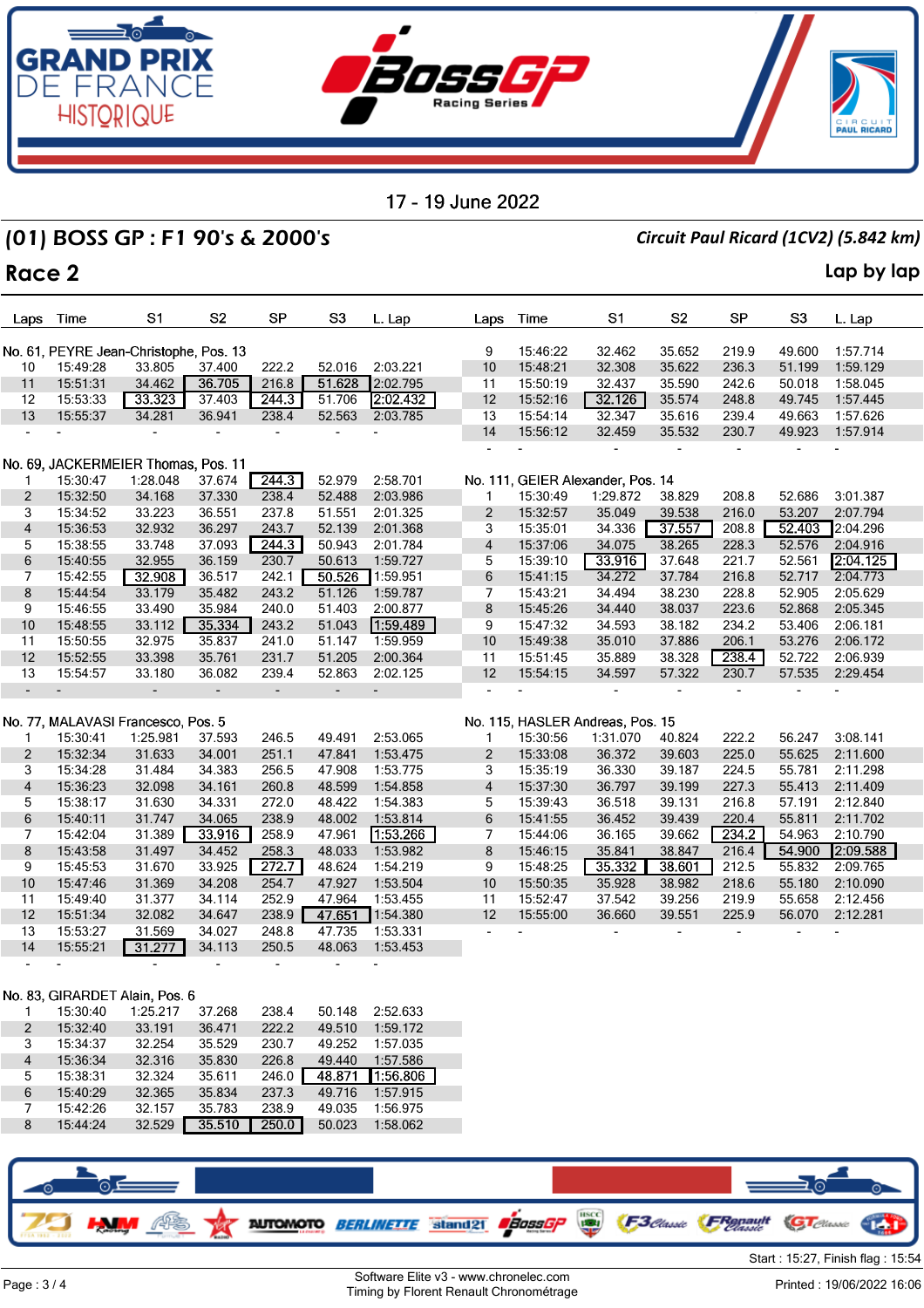17 - 19 June 2022

## (01) BOSS GP : F1 90's & 2000's

***Circuit Paul Ricard (1CV2) (5.842 km)***

## Race 2

**Lap by lap**

| Laps | Time | S1 | S2 | SP | S3 | L. Lap |
|---|---|---|---|---|---|---|
| **No. 61, PEYRE Jean-Christophe, Pos. 13** | | | | | | |
| 10 | 15:49:28 | 33.805 | 37.400 | 222.2 | 52.016 | 2:03.221 |
| 11 | 15:51:31 | 34.462 | 36.705 | 216.8 | 51.628 | 2:02.795 |
| 12 | 15:53:33 | 33.323 | 37.403 | 244.3 | 51.706 | 2:02.432 |
| 13 | 15:55:37 | 34.281 | 36.941 | 238.4 | 52.563 | 2:03.785 |
| - | - | - | - | - | - | - |
| **No. 69, JACKERMEIER Thomas, Pos. 11** | | | | | | |
| 1 | 15:30:47 | 1:28.048 | 37.674 | 244.3 | 52.979 | 2:58.701 |
| 2 | 15:32:50 | 34.168 | 37.330 | 238.4 | 52.488 | 2:03.986 |
| 3 | 15:34:52 | 33.223 | 36.551 | 237.8 | 51.551 | 2:01.325 |
| 4 | 15:36:53 | 32.932 | 36.297 | 243.7 | 52.139 | 2:01.368 |
| 5 | 15:38:55 | 33.748 | 37.093 | 244.3 | 50.943 | 2:01.784 |
| 6 | 15:40:55 | 32.955 | 36.159 | 230.7 | 50.613 | 1:59.727 |
| 7 | 15:42:55 | 32.908 | 36.517 | 242.1 | 50.526 | 1:59.951 |
| 8 | 15:44:54 | 33.179 | 35.482 | 243.2 | 51.126 | 1:59.787 |
| 9 | 15:46:55 | 33.490 | 35.984 | 240.0 | 51.403 | 2:00.877 |
| 10 | 15:48:55 | 33.112 | 35.334 | 243.2 | 51.043 | 1:59.489 |
| 11 | 15:50:55 | 32.975 | 35.837 | 241.0 | 51.147 | 1:59.959 |
| 12 | 15:52:55 | 33.398 | 35.761 | 231.7 | 51.205 | 2:00.364 |
| 13 | 15:54:57 | 33.180 | 36.082 | 239.4 | 52.863 | 2:02.125 |
| - | - | - | - | - | - | - |
| **No. 77, MALAVASI Francesco, Pos. 5** | | | | | | |
| 1 | 15:30:41 | 1:25.981 | 37.593 | 246.5 | 49.491 | 2:53.065 |
| 2 | 15:32:34 | 31.633 | 34.001 | 251.1 | 47.841 | 1:53.475 |
| 3 | 15:34:28 | 31.484 | 34.383 | 256.5 | 47.908 | 1:53.775 |
| 4 | 15:36:23 | 32.098 | 34.161 | 260.8 | 48.599 | 1:54.858 |
| 5 | 15:38:17 | 31.630 | 34.331 | 272.0 | 48.422 | 1:54.383 |
| 6 | 15:40:11 | 31.747 | 34.065 | 238.9 | 48.002 | 1:53.814 |
| 7 | 15:42:04 | 31.389 | 33.916 | 258.9 | 47.961 | 1:53.266 |
| 8 | 15:43:58 | 31.497 | 34.452 | 258.3 | 48.033 | 1:53.982 |
| 9 | 15:45:53 | 31.670 | 33.925 | 272.7 | 48.624 | 1:54.219 |
| 10 | 15:47:46 | 31.369 | 34.208 | 254.7 | 47.927 | 1:53.504 |
| 11 | 15:49:40 | 31.377 | 34.114 | 252.9 | 47.964 | 1:53.455 |
| 12 | 15:51:34 | 32.082 | 34.647 | 238.9 | 47.651 | 1:54.380 |
| 13 | 15:53:27 | 31.569 | 34.027 | 248.8 | 47.735 | 1:53.331 |
| 14 | 15:55:21 | 31.277 | 34.113 | 250.5 | 48.063 | 1:53.453 |
| - | - | - | - | - | - | - |
| **No. 83, GIRARDET Alain, Pos. 6** | | | | | | |
| 1 | 15:30:40 | 1:25.217 | 37.268 | 238.4 | 50.148 | 2:52.633 |
| 2 | 15:32:40 | 33.191 | 36.471 | 222.2 | 49.510 | 1:59.172 |
| 3 | 15:34:37 | 32.254 | 35.529 | 230.7 | 49.252 | 1:57.035 |
| 4 | 15:36:34 | 32.316 | 35.830 | 226.8 | 49.440 | 1:57.586 |
| 5 | 15:38:31 | 32.324 | 35.611 | 246.0 | 48.871 | 1:56.806 |
| 6 | 15:40:29 | 32.365 | 35.834 | 237.3 | 49.716 | 1:57.915 |
| 7 | 15:42:26 | 32.157 | 35.783 | 238.9 | 49.035 | 1:56.975 |
| 8 | 15:44:24 | 32.529 | 35.510 | 250.0 | 50.023 | 1:58.062 |
| 9 | 15:46:22 | 32.462 | 35.652 | 219.9 | 49.600 | 1:57.714 |
| 10 | 15:48:21 | 32.308 | 35.622 | 236.3 | 51.199 | 1:59.129 |
| 11 | 15:50:19 | 32.437 | 35.590 | 242.6 | 50.018 | 1:58.045 |
| 12 | 15:52:16 | 32.126 | 35.574 | 248.8 | 49.745 | 1:57.445 |
| 13 | 15:54:14 | 32.347 | 35.616 | 239.4 | 49.663 | 1:57.626 |
| 14 | 15:56:12 | 32.459 | 35.532 | 230.7 | 49.923 | 1:57.914 |
| - | - | - | - | - | - | - |
| **No. 111, GEIER Alexander, Pos. 14** | | | | | | |
| 1 | 15:30:49 | 1:29.872 | 38.829 | 208.8 | 52.686 | 3:01.387 |
| 2 | 15:32:57 | 35.049 | 39.538 | 216.0 | 53.207 | 2:07.794 |
| 3 | 15:35:01 | 34.336 | 37.557 | 208.8 | 52.403 | 2:04.296 |
| 4 | 15:37:06 | 34.075 | 38.265 | 228.3 | 52.576 | 2:04.916 |
| 5 | 15:39:10 | 33.916 | 37.648 | 221.7 | 52.561 | 2:04.125 |
| 6 | 15:41:15 | 34.272 | 37.784 | 216.8 | 52.717 | 2:04.773 |
| 7 | 15:43:21 | 34.494 | 38.230 | 228.8 | 52.905 | 2:05.629 |
| 8 | 15:45:26 | 34.440 | 38.037 | 223.6 | 52.868 | 2:05.345 |
| 9 | 15:47:32 | 34.593 | 38.182 | 234.2 | 53.406 | 2:06.181 |
| 10 | 15:49:38 | 35.010 | 37.886 | 206.1 | 53.276 | 2:06.172 |
| 11 | 15:51:45 | 35.889 | 38.328 | 238.4 | 52.722 | 2:06.939 |
| 12 | 15:54:15 | 34.597 | 57.322 | 230.7 | 57.535 | 2:29.454 |
| - | - | - | - | - | - | - |
| **No. 115, HASLER Andreas, Pos. 15** | | | | | | |
| 1 | 15:30:56 | 1:31.070 | 40.824 | 222.2 | 56.247 | 3:08.141 |
| 2 | 15:33:08 | 36.372 | 39.603 | 225.0 | 55.625 | 2:11.600 |
| 3 | 15:35:19 | 36.330 | 39.187 | 224.5 | 55.781 | 2:11.298 |
| 4 | 15:37:30 | 36.797 | 39.199 | 227.3 | 55.413 | 2:11.409 |
| 5 | 15:39:43 | 36.518 | 39.131 | 216.8 | 57.191 | 2:12.840 |
| 6 | 15:41:55 | 36.452 | 39.439 | 220.4 | 55.811 | 2:11.702 |
| 7 | 15:44:06 | 36.165 | 39.662 | 234.2 | 54.963 | 2:10.790 |
| 8 | 15:46:15 | 35.841 | 38.847 | 216.4 | 54.900 | 2:09.588 |
| 9 | 15:48:25 | 35.332 | 38.601 | 212.5 | 55.832 | 2:09.765 |
| 10 | 15:50:35 | 35.928 | 38.982 | 218.6 | 55.180 | 2:10.090 |
| 11 | 15:52:47 | 37.542 | 39.256 | 219.9 | 55.658 | 2:12.456 |
| 12 | 15:55:00 | 36.660 | 39.551 | 225.9 | 56.070 | 2:12.281 |
| - | - | - | - | - | - | - |

Start : 15:27, Finish flag : 15:54

Software Elite v3 - www.chronelec.com
Timing by Florent Renault Chronométrage

Printed : 19/06/2022 16:06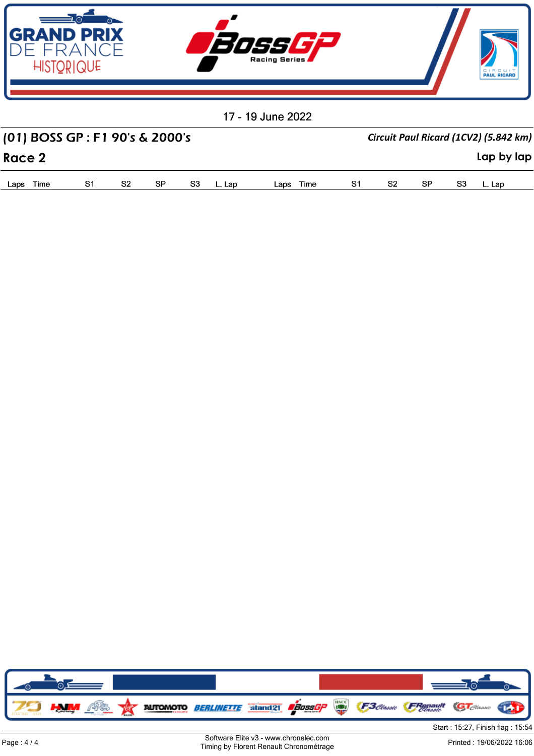17 - 19 June 2022

## (01) BOSS GP : F1 90's & 2000's

*Circuit Paul Ricard (1CV2) (5.842 km)*

## Race 2

Lap by lap

| Laps | Time | S1 | S2 | SP | S3 | L. Lap | Laps | Time | S1 | S2 | SP | S3 | L. Lap |
|---|---|---|---|---|---|---|---|---|---|---|---|---|---|

Start : 15:27, Finish flag : 15:54

Software Elite v3 - www.chronelec.com
Timing by Florent Renault Chronométrage

Printed : 19/06/2022 16:06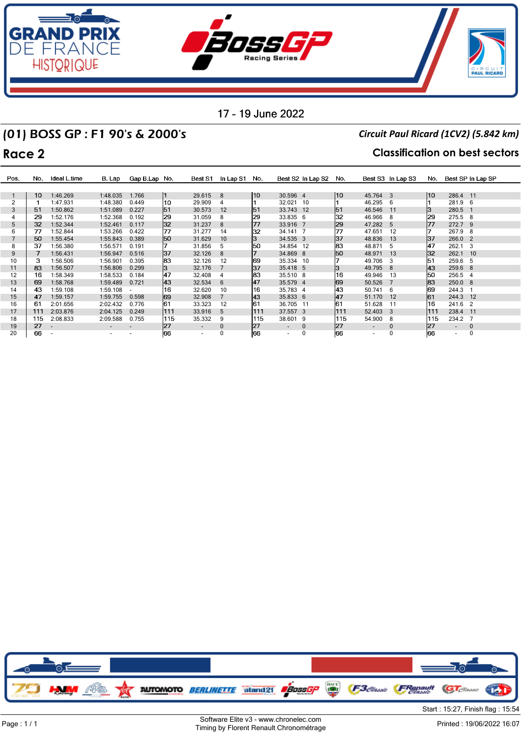17 - 19 June 2022

## (01) BOSS GP : F1 90's & 2000's

*Circuit Paul Ricard (1CV2) (5.842 km)*

## Race 2

**Classification on best sectors**

| Pos. | No. | Ideal L.time | B. Lap | Gap B.Lap | No. | Best S1 | In Lap S1 | No. | Best S2 | In Lap S2 | No. | Best S3 | In Lap S3 | No. | Best SP | In Lap SP |
|---|---|---|---|---|---|---|---|---|---|---|---|---|---|---|---|---|
| 1 | 10 | 1:46.269 | 1:48.035 | 1.766 | 1 | 29.615 | 8 | 10 | 30.596 | 4 | 10 | 45.764 | 3 | 10 | 286.4 | 11 |
| 2 | 1 | 1:47.931 | 1:48.380 | 0.449 | 10 | 29.909 | 4 | 1 | 32.021 | 10 | 1 | 46.295 | 6 | 1 | 281.9 | 6 |
| 3 | 51 | 1:50.862 | 1:51.089 | 0.227 | 51 | 30.573 | 12 | 51 | 33.743 | 12 | 51 | 46.546 | 11 | 3 | 280.5 | 1 |
| 4 | 29 | 1:52.176 | 1:52.368 | 0.192 | 29 | 31.059 | 8 | 29 | 33.835 | 6 | 32 | 46.966 | 8 | 29 | 275.5 | 8 |
| 5 | 32 | 1:52.344 | 1:52.461 | 0.117 | 32 | 31.237 | 8 | 77 | 33.916 | 7 | 29 | 47.282 | 5 | 77 | 272.7 | 9 |
| 6 | 77 | 1:52.844 | 1:53.266 | 0.422 | 77 | 31.277 | 14 | 32 | 34.141 | 7 | 77 | 47.651 | 12 | 7 | 267.9 | 8 |
| 7 | 50 | 1:55.454 | 1:55.843 | 0.389 | 50 | 31.629 | 10 | 3 | 34.535 | 3 | 37 | 48.836 | 13 | 37 | 266.0 | 2 |
| 8 | 37 | 1:56.380 | 1:56.571 | 0.191 | 7 | 31.856 | 5 | 50 | 34.854 | 12 | 83 | 48.871 | 5 | 47 | 262.1 | 3 |
| 9 | 7 | 1:56.431 | 1:56.947 | 0.516 | 37 | 32.126 | 8 | 7 | 34.869 | 8 | 50 | 48.971 | 13 | 32 | 262.1 | 10 |
| 10 | 3 | 1:56.506 | 1:56.901 | 0.395 | 83 | 32.126 | 12 | 69 | 35.334 | 10 | 7 | 49.706 | 3 | 51 | 259.6 | 5 |
| 11 | 83 | 1:56.507 | 1:56.806 | 0.299 | 3 | 32.176 | 7 | 37 | 35.418 | 5 | 3 | 49.795 | 8 | 43 | 259.6 | 8 |
| 12 | 16 | 1:58.349 | 1:58.533 | 0.184 | 47 | 32.408 | 4 | 83 | 35.510 | 8 | 16 | 49.946 | 13 | 50 | 256.5 | 4 |
| 13 | 69 | 1:58.768 | 1:59.489 | 0.721 | 43 | 32.534 | 6 | 47 | 35.579 | 4 | 69 | 50.526 | 7 | 83 | 250.0 | 8 |
| 14 | 43 | 1:59.108 | 1:59.108 | - | 16 | 32.620 | 10 | 16 | 35.783 | 4 | 43 | 50.741 | 6 | 69 | 244.3 | 1 |
| 15 | 47 | 1:59.157 | 1:59.755 | 0.598 | 69 | 32.908 | 7 | 43 | 35.833 | 6 | 47 | 51.170 | 12 | 61 | 244.3 | 12 |
| 16 | 61 | 2:01.656 | 2:02.432 | 0.776 | 61 | 33.323 | 12 | 61 | 36.705 | 11 | 61 | 51.628 | 11 | 16 | 241.6 | 2 |
| 17 | 111 | 2:03.876 | 2:04.125 | 0.249 | 111 | 33.916 | 5 | 111 | 37.557 | 3 | 111 | 52.403 | 3 | 111 | 238.4 | 11 |
| 18 | 115 | 2:08.833 | 2:09.588 | 0.755 | 115 | 35.332 | 9 | 115 | 38.601 | 9 | 115 | 54.900 | 8 | 115 | 234.2 | 7 |
| 19 | 27 | - | - | - | 27 | - | 0 | 27 | - | 0 | 27 | - | 0 | 27 | - | 0 |
| 20 | 66 | - | - | - | 66 | - | 0 | 66 | - | 0 | 66 | - | 0 | 66 | - | 0 |

Start : 15:27, Finish flag : 15:54

Software Elite v3 - www.chronelec.com
Timing by Florent Renault Chronométrage

Printed : 19/06/2022 16:07